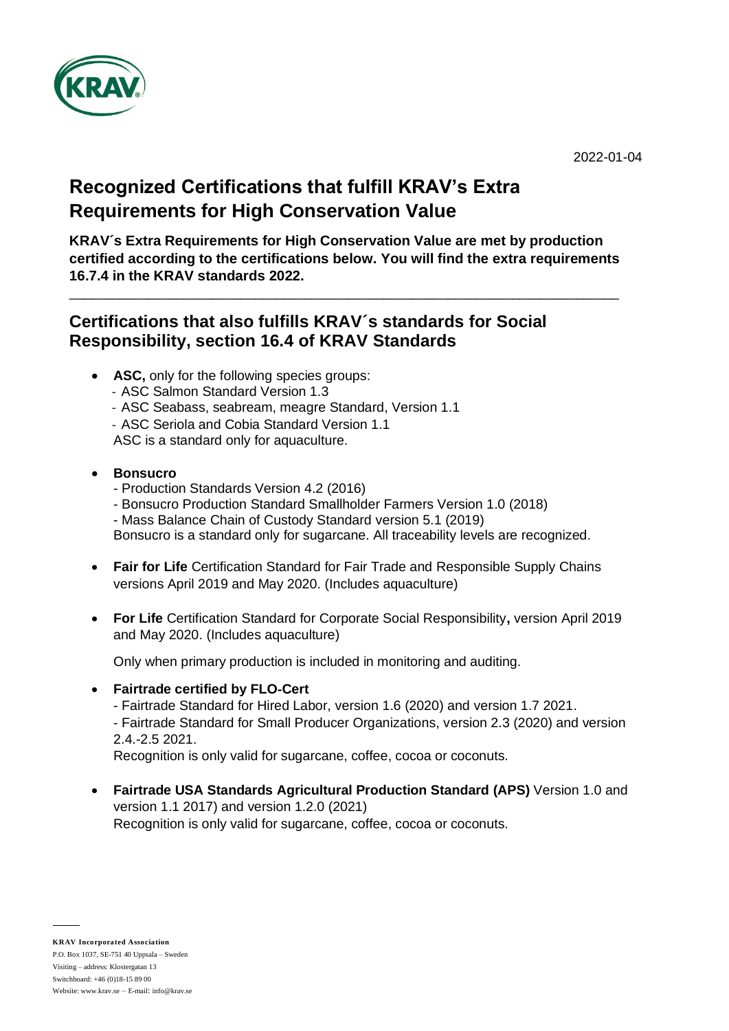2022-01-04

# Recognized Certifications that fulfill KRAV's Extra Requirements for High Conservation Value

**KRAV´s Extra Requirements for High Conservation Value are met by production certified according to the certifications below. You will find the extra requirements 16.7.4 in the KRAV standards 2022.**

---

## Certifications that also fulfills KRAV´s standards for Social Responsibility, section 16.4 of KRAV Standards

- **ASC,** only for the following species groups:
  - ASC Salmon Standard Version 1.3
  - ASC Seabass, seabream, meagre Standard, Version 1.1
  - ASC Seriola and Cobia Standard Version 1.1

  ASC is a standard only for aquaculture.

- **Bonsucro**
  - Production Standards Version 4.2 (2016)
  - Bonsucro Production Standard Smallholder Farmers Version 1.0 (2018)
  - Mass Balance Chain of Custody Standard version 5.1 (2019)

  Bonsucro is a standard only for sugarcane. All traceability levels are recognized.

- **Fair for Life** Certification Standard for Fair Trade and Responsible Supply Chains versions April 2019 and May 2020. (Includes aquaculture)

- **For Life** Certification Standard for Corporate Social Responsibility**,** version April 2019 and May 2020. (Includes aquaculture)

  Only when primary production is included in monitoring and auditing.

- **Fairtrade certified by FLO-Cert**
  - Fairtrade Standard for Hired Labor, version 1.6 (2020) and version 1.7 2021.
  - Fairtrade Standard for Small Producer Organizations, version 2.3 (2020) and version 2.4.-2.5 2021.

  Recognition is only valid for sugarcane, coffee, cocoa or coconuts.

- **Fairtrade USA Standards Agricultural Production Standard (APS)** Version 1.0 and version 1.1 2017) and version 1.2.0 (2021)
  Recognition is only valid for sugarcane, coffee, cocoa or coconuts.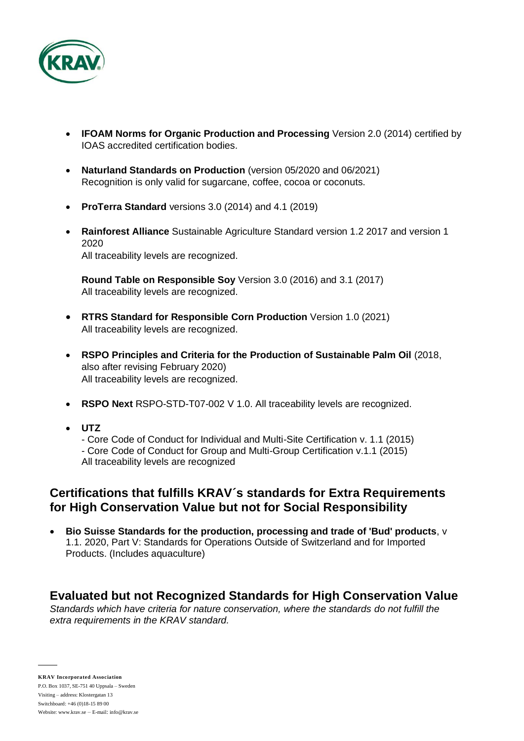- **IFOAM Norms for Organic Production and Processing** Version 2.0 (2014) certified by IOAS accredited certification bodies.

- **Naturland Standards on Production** (version 05/2020 and 06/2021) Recognition is only valid for sugarcane, coffee, cocoa or coconuts.

- **ProTerra Standard** versions 3.0 (2014) and 4.1 (2019)

- **Rainforest Alliance** Sustainable Agriculture Standard version 1.2 2017 and version 1 2020
  All traceability levels are recognized.

  **Round Table on Responsible Soy** Version 3.0 (2016) and 3.1 (2017)
  All traceability levels are recognized.

- **RTRS Standard for Responsible Corn Production** Version 1.0 (2021)
  All traceability levels are recognized.

- **RSPO Principles and Criteria for the Production of Sustainable Palm Oil** (2018, also after revising February 2020)
  All traceability levels are recognized.

- **RSPO Next** RSPO-STD-T07-002 V 1.0. All traceability levels are recognized.

- **UTZ**
  - Core Code of Conduct for Individual and Multi-Site Certification v. 1.1 (2015)
  - Core Code of Conduct for Group and Multi-Group Certification v.1.1 (2015)
  All traceability levels are recognized

## Certifications that fulfills KRAV´s standards for Extra Requirements for High Conservation Value but not for Social Responsibility

- **Bio Suisse Standards for the production, processing and trade of 'Bud' products**, v 1.1. 2020, Part V: Standards for Operations Outside of Switzerland and for Imported Products. (Includes aquaculture)

## Evaluated but not Recognized Standards for High Conservation Value

*Standards which have criteria for nature conservation, where the standards do not fulfill the extra requirements in the KRAV standard.*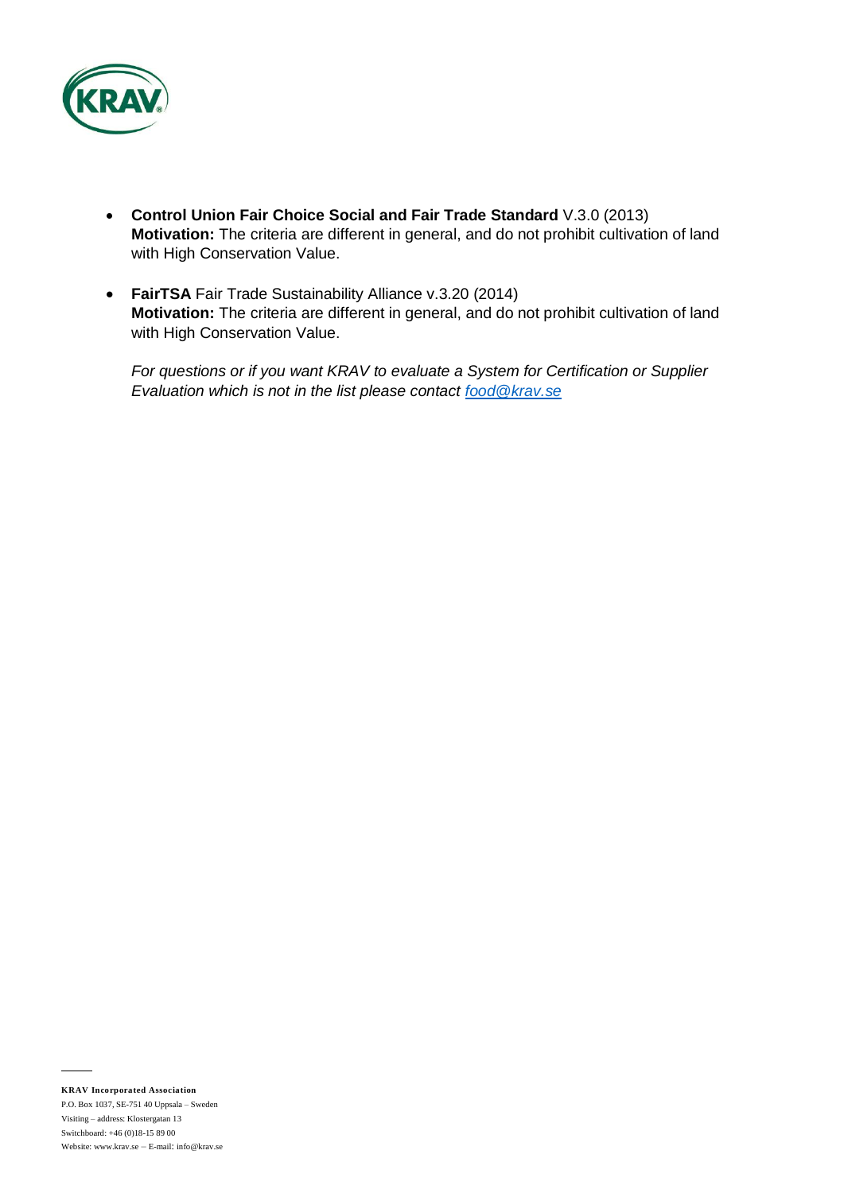- **Control Union Fair Choice Social and Fair Trade Standard** V.3.0 (2013)
  **Motivation:** The criteria are different in general, and do not prohibit cultivation of land with High Conservation Value.

- **FairTSA** Fair Trade Sustainability Alliance v.3.20 (2014)
  **Motivation:** The criteria are different in general, and do not prohibit cultivation of land with High Conservation Value.

  *For questions or if you want KRAV to evaluate a System for Certification or Supplier Evaluation which is not in the list please contact food@krav.se*

**KRAV Incorporated Association**
P.O. Box 1037, SE-751 40 Uppsala – Sweden
Visiting – address: Klostergatan 13
Switchboard: +46 (0)18-15 89 00
Website: www.krav.se – E-mail: info@krav.se